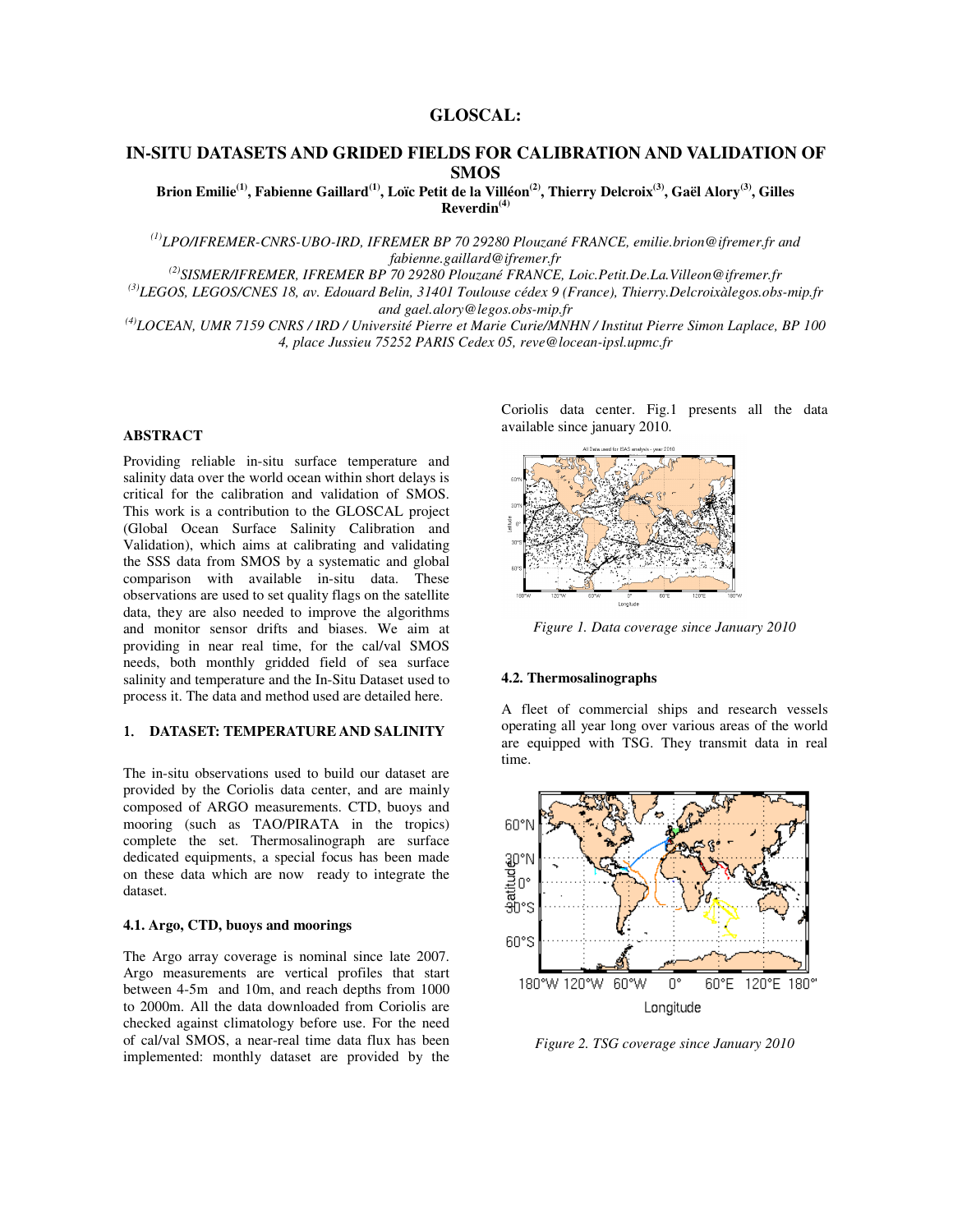# GLOSCAL:

## IN-SITU DATASETS AND GRIDED FIELDS FOR CALIBRATION AND VALIDATION OF SMOS

**Brion Emilie[(1)], Fabienne Gaillard[(1)], Loïc Petit de la Villéon[(2)], Thierry Delcroix[(3)], Gaël Alory[(3)], Gilles Reverdin[(4)]**

*[(1)]LPO/IFREMER-CNRS-UBO-IRD, IFREMER BP 70 29280 Plouzané FRANCE, emilie.brion@ifremer.fr and fabienne.gaillard@ifremer.fr*

*[(2)]SISMER/IFREMER, IFREMER BP 70 29280 Plouzané FRANCE, Loic.Petit.De.La.Villeon@ifremer.fr*

*[(3)]LEGOS, LEGOS/CNES 18, av. Edouard Belin, 31401 Toulouse cédex 9 (France), Thierry.Delcroixàlegos.obs-mip.fr and gael.alory@legos.obs-mip.fr*

*[(4)]LOCEAN, UMR 7159 CNRS / IRD / Université Pierre et Marie Curie/MNHN / Institut Pierre Simon Laplace, BP 100 4, place Jussieu 75252 PARIS Cedex 05, reve@locean-ipsl.upmc.fr*

### ABSTRACT

Providing reliable in-situ surface temperature and salinity data over the world ocean within short delays is critical for the calibration and validation of SMOS. This work is a contribution to the GLOSCAL project (Global Ocean Surface Salinity Calibration and Validation), which aims at calibrating and validating the SSS data from SMOS by a systematic and global comparison with available in-situ data. These observations are used to set quality flags on the satellite data, they are also needed to improve the algorithms and monitor sensor drifts and biases. We aim at providing in near real time, for the cal/val SMOS needs, both monthly gridded field of sea surface salinity and temperature and the In-Situ Dataset used to process it. The data and method used are detailed here.

### 1. DATASET: TEMPERATURE AND SALINITY

The in-situ observations used to build our dataset are provided by the Coriolis data center, and are mainly composed of ARGO measurements. CTD, buoys and mooring (such as TAO/PIRATA in the tropics) complete the set. Thermosalinograph are surface dedicated equipments, a special focus has been made on these data which are now ready to integrate the dataset.

#### 4.1. Argo, CTD, buoys and moorings

The Argo array coverage is nominal since late 2007. Argo measurements are vertical profiles that start between 4-5m and 10m, and reach depths from 1000 to 2000m. All the data downloaded from Coriolis are checked against climatology before use. For the need of cal/val SMOS, a near-real time data flux has been implemented: monthly dataset are provided by the Coriolis data center. Fig.1 presents all the data available since january 2010.

*Figure 1. Data coverage since January 2010*

#### 4.2. Thermosalinographs

A fleet of commercial ships and research vessels operating all year long over various areas of the world are equipped with TSG. They transmit data in real time.

*Figure 2. TSG coverage since January 2010*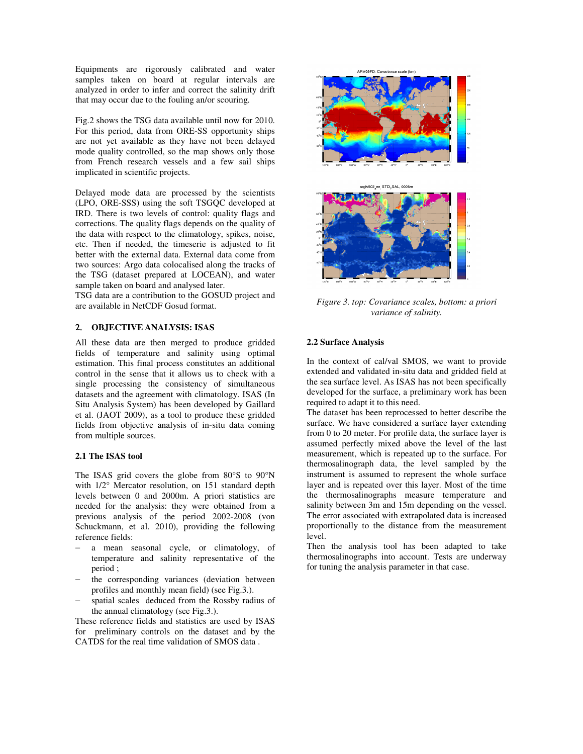Equipments are rigorously calibrated and water samples taken on board at regular intervals are analyzed in order to infer and correct the salinity drift that may occur due to the fouling an/or scouring.

Fig.2 shows the TSG data available until now for 2010. For this period, data from ORE-SS opportunity ships are not yet available as they have not been delayed mode quality controlled, so the map shows only those from French research vessels and a few sail ships implicated in scientific projects.

Delayed mode data are processed by the scientists (LPO, ORE-SSS) using the soft TSGQC developed at IRD. There is two levels of control: quality flags and corrections. The quality flags depends on the quality of the data with respect to the climatology, spikes, noise, etc. Then if needed, the timeserie is adjusted to fit better with the external data. External data come from two sources: Argo data colocalised along the tracks of the TSG (dataset prepared at LOCEAN), and water sample taken on board and analysed later.
TSG data are a contribution to the GOSUD project and are available in NetCDF Gosud format.

## 2. OBJECTIVE ANALYSIS: ISAS

All these data are then merged to produce gridded fields of temperature and salinity using optimal estimation. This final process constitutes an additional control in the sense that it allows us to check with a single processing the consistency of simultaneous datasets and the agreement with climatology. ISAS (In Situ Analysis System) has been developed by Gaillard et al. (JAOT 2009), as a tool to produce these gridded fields from objective analysis of in-situ data coming from multiple sources.

### 2.1 The ISAS tool

The ISAS grid covers the globe from 80°S to 90°N with 1/2° Mercator resolution, on 151 standard depth levels between 0 and 2000m. A priori statistics are needed for the analysis: they were obtained from a previous analysis of the period 2002-2008 (von Schuckmann, et al. 2010), providing the following reference fields:

- a mean seasonal cycle, or climatology, of temperature and salinity representative of the period ;
- the corresponding variances (deviation between profiles and monthly mean field) (see Fig.3.).
- spatial scales deduced from the Rossby radius of the annual climatology (see Fig.3.).

These reference fields and statistics are used by ISAS for preliminary controls on the dataset and by the CATDS for the real time validation of SMOS data .

*Figure 3. top: Covariance scales, bottom: a priori variance of salinity.*

### 2.2 Surface Analysis

In the context of cal/val SMOS, we want to provide extended and validated in-situ data and gridded field at the sea surface level. As ISAS has not been specifically developed for the surface, a preliminary work has been required to adapt it to this need.
The dataset has been reprocessed to better describe the surface. We have considered a surface layer extending from 0 to 20 meter. For profile data, the surface layer is assumed perfectly mixed above the level of the last measurement, which is repeated up to the surface. For thermosalinograph data, the level sampled by the instrument is assumed to represent the whole surface layer and is repeated over this layer. Most of the time the thermosalinographs measure temperature and salinity between 3m and 15m depending on the vessel. The error associated with extrapolated data is increased proportionally to the distance from the measurement level.
Then the analysis tool has been adapted to take thermosalinographs into account. Tests are underway for tuning the analysis parameter in that case.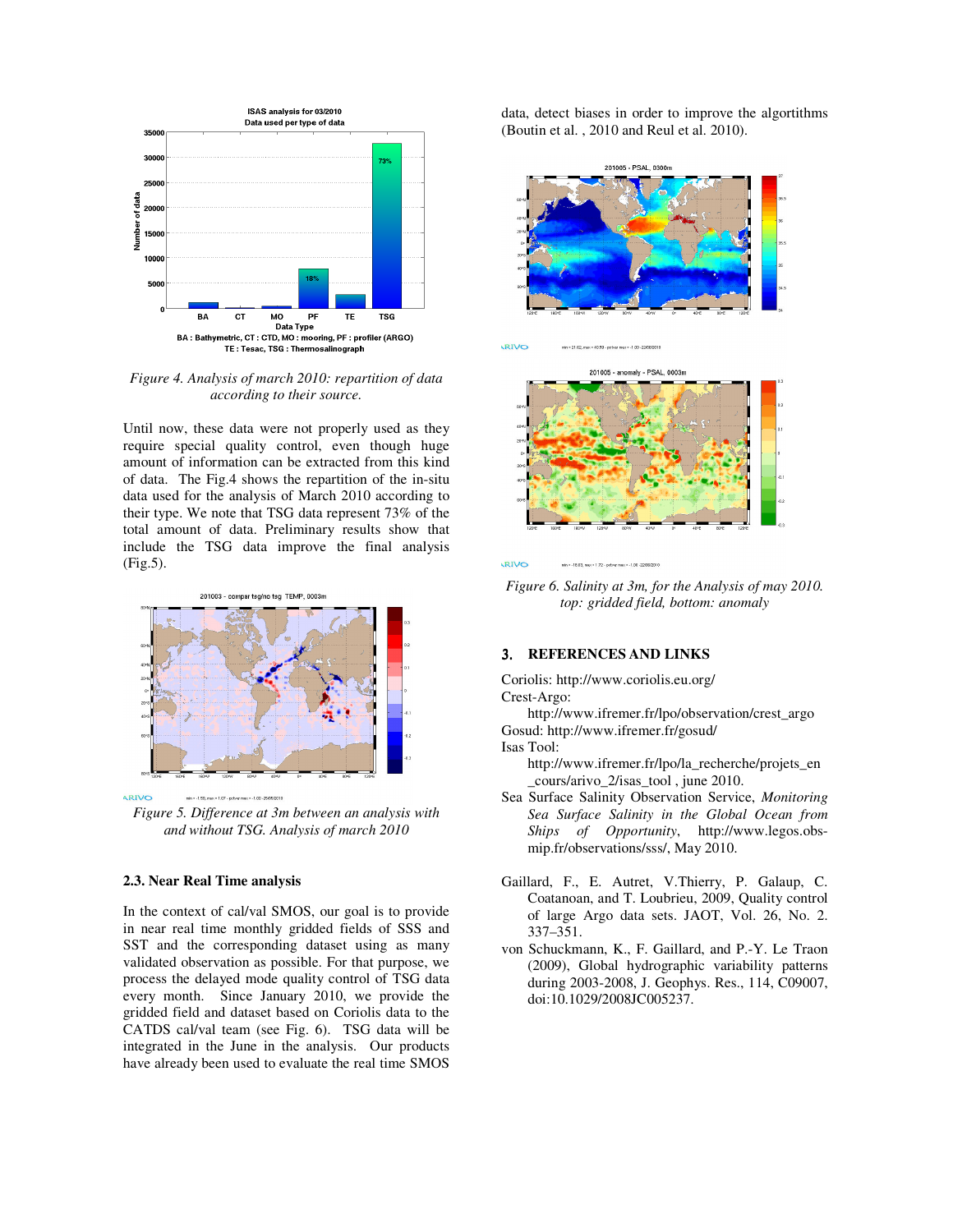Figure 4. Analysis of march 2010: repartition of data according to their source.

Until now, these data were not properly used as they require special quality control, even though huge amount of information can be extracted from this kind of data. The Fig.4 shows the repartition of the in-situ data used for the analysis of March 2010 according to their type. We note that TSG data represent 73% of the total amount of data. Preliminary results show that include the TSG data improve the final analysis (Fig.5).

Figure 5. Difference at 3m between an analysis with and without TSG. Analysis of march 2010

### 2.3. Near Real Time analysis

In the context of cal/val SMOS, our goal is to provide in near real time monthly gridded fields of SSS and SST and the corresponding dataset using as many validated observation as possible. For that purpose, we process the delayed mode quality control of TSG data every month. Since January 2010, we provide the gridded field and dataset based on Coriolis data to the CATDS cal/val team (see Fig. 6). TSG data will be integrated in the June in the analysis. Our products have already been used to evaluate the real time SMOS data, detect biases in order to improve the algortithms (Boutin et al. , 2010 and Reul et al. 2010).

Figure 6. Salinity at 3m, for the Analysis of may 2010. top: gridded field, bottom: anomaly

## 3. REFERENCES AND LINKS

Coriolis: http://www.coriolis.eu.org/

Crest-Argo:
http://www.ifremer.fr/lpo/observation/crest_argo

Gosud: http://www.ifremer.fr/gosud/

Isas Tool:
http://www.ifremer.fr/lpo/la_recherche/projets_en_cours/arivo_2/isas_tool , june 2010.

Sea Surface Salinity Observation Service, *Monitoring Sea Surface Salinity in the Global Ocean from Ships of Opportunity*, http://www.legos.obs-mip.fr/observations/sss/, May 2010.

Gaillard, F., E. Autret, V.Thierry, P. Galaup, C. Coatanoan, and T. Loubrieu, 2009, Quality control of large Argo data sets. JAOT, Vol. 26, No. 2. 337–351.

von Schuckmann, K., F. Gaillard, and P.-Y. Le Traon (2009), Global hydrographic variability patterns during 2003-2008, J. Geophys. Res., 114, C09007, doi:10.1029/2008JC005237.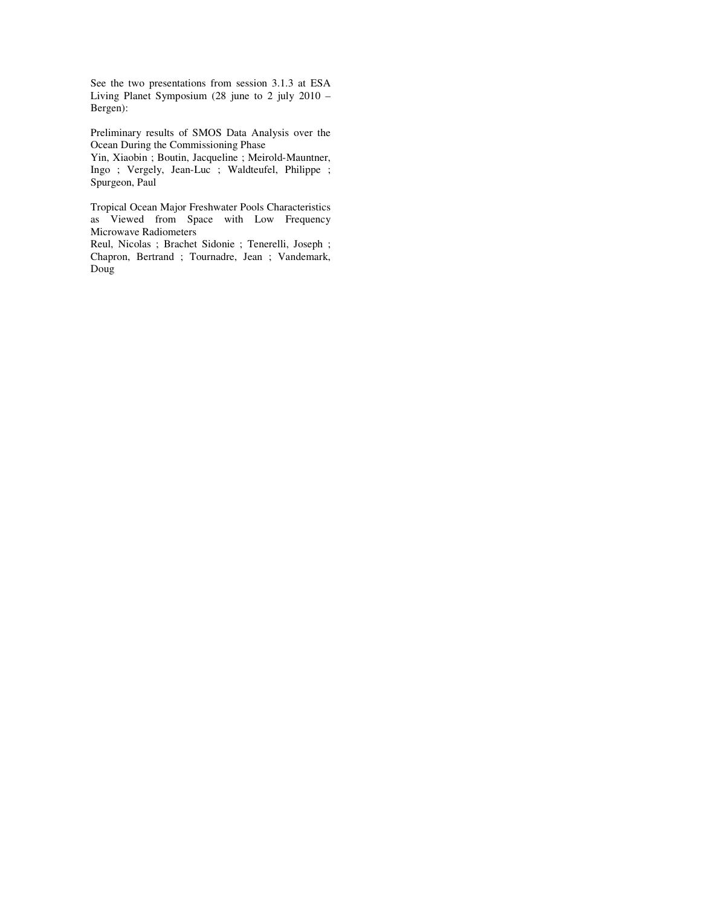See the two presentations from session 3.1.3 at ESA Living Planet Symposium (28 june to 2 july 2010 – Bergen):

Preliminary results of SMOS Data Analysis over the Ocean During the Commissioning Phase
Yin, Xiaobin ; Boutin, Jacqueline ; Meirold-Mauntner, Ingo ; Vergely, Jean-Luc ; Waldteufel, Philippe ; Spurgeon, Paul

Tropical Ocean Major Freshwater Pools Characteristics as Viewed from Space with Low Frequency Microwave Radiometers
Reul, Nicolas ; Brachet Sidonie ; Tenerelli, Joseph ; Chapron, Bertrand ; Tournadre, Jean ; Vandemark, Doug